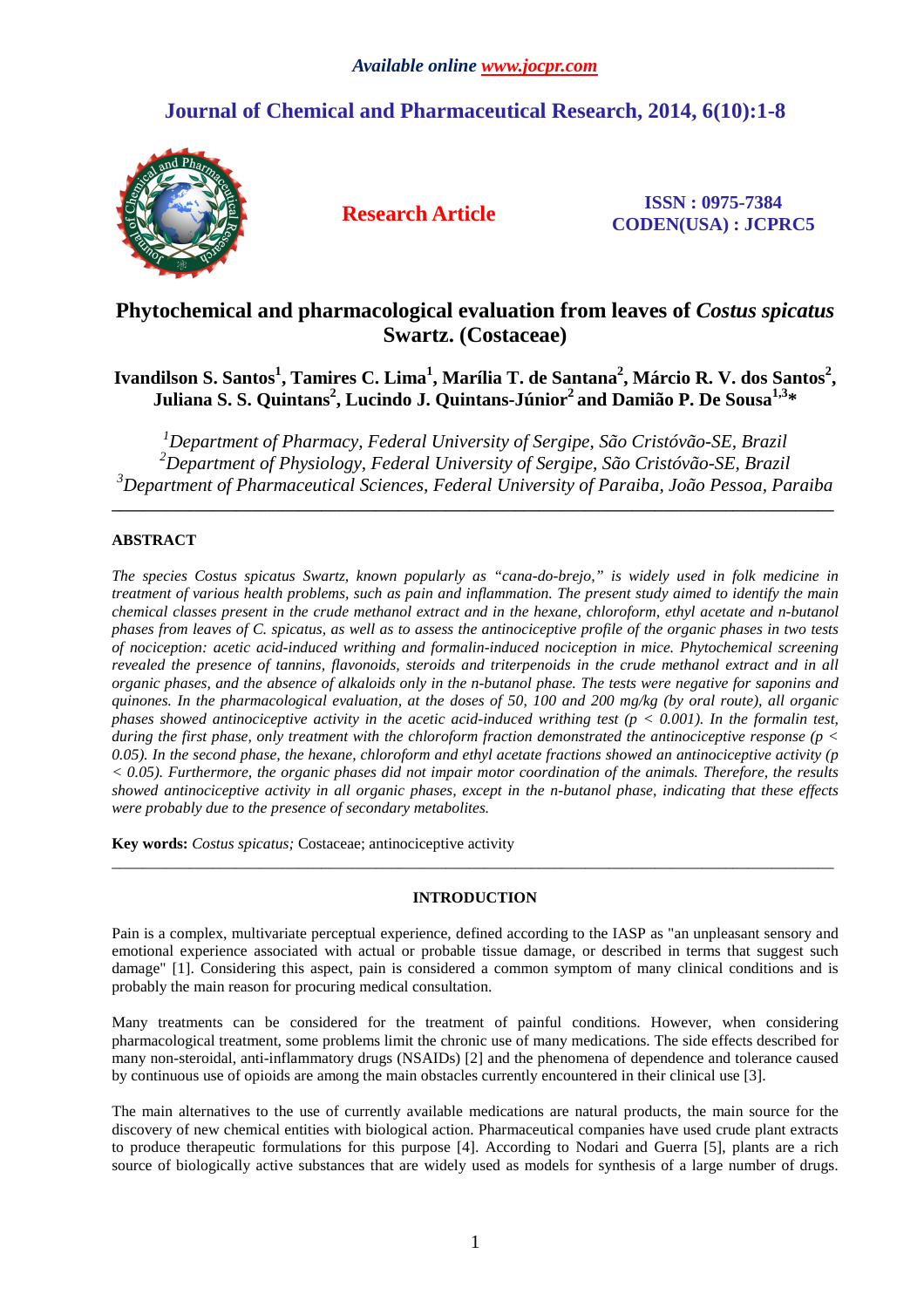# Phytochemical and pharmacological evaluation from leaves of *Costus spicatus* Swartz. (Costaceae)

**Ivandilson S. Santos[1], Tamires C. Lima[1], Marília T. de Santana[2], Márcio R. V. dos Santos[2], Juliana S. S. Quintans[2], Lucindo J. Quintans-Júnior[2] and Damião P. De Sousa[1,3]***

*[1]Department of Pharmacy, Federal University of Sergipe, São Cristóvão-SE, Brazil*
*[2]Department of Physiology, Federal University of Sergipe, São Cristóvão-SE, Brazil*
*[3]Department of Pharmaceutical Sciences, Federal University of Paraiba, João Pessoa, Paraiba*

---

## ABSTRACT

*The species Costus spicatus Swartz, known popularly as "cana-do-brejo," is widely used in folk medicine in treatment of various health problems, such as pain and inflammation. The present study aimed to identify the main chemical classes present in the crude methanol extract and in the hexane, chloroform, ethyl acetate and n-butanol phases from leaves of C. spicatus, as well as to assess the antinociceptive profile of the organic phases in two tests of nociception: acetic acid-induced writhing and formalin-induced nociception in mice. Phytochemical screening revealed the presence of tannins, flavonoids, steroids and triterpenoids in the crude methanol extract and in all organic phases, and the absence of alkaloids only in the n-butanol phase. The tests were negative for saponins and quinones. In the pharmacological evaluation, at the doses of 50, 100 and 200 mg/kg (by oral route), all organic phases showed antinociceptive activity in the acetic acid-induced writhing test ($p < 0.001$). In the formalin test, during the first phase, only treatment with the chloroform fraction demonstrated the antinociceptive response ($p < 0.05$). In the second phase, the hexane, chloroform and ethyl acetate fractions showed an antinociceptive activity ($p < 0.05$). Furthermore, the organic phases did not impair motor coordination of the animals. Therefore, the results showed antinociceptive activity in all organic phases, except in the n-butanol phase, indicating that these effects were probably due to the presence of secondary metabolites.*

**Key words:** *Costus spicatus;* Costaceae; antinociceptive activity

---

## INTRODUCTION

Pain is a complex, multivariate perceptual experience, defined according to the IASP as "an unpleasant sensory and emotional experience associated with actual or probable tissue damage, or described in terms that suggest such damage" [1]. Considering this aspect, pain is considered a common symptom of many clinical conditions and is probably the main reason for procuring medical consultation.

Many treatments can be considered for the treatment of painful conditions. However, when considering pharmacological treatment, some problems limit the chronic use of many medications. The side effects described for many non-steroidal, anti-inflammatory drugs (NSAIDs) [2] and the phenomena of dependence and tolerance caused by continuous use of opioids are among the main obstacles currently encountered in their clinical use [3].

The main alternatives to the use of currently available medications are natural products, the main source for the discovery of new chemical entities with biological action. Pharmaceutical companies have used crude plant extracts to produce therapeutic formulations for this purpose [4]. According to Nodari and Guerra [5], plants are a rich source of biologically active substances that are widely used as models for synthesis of a large number of drugs.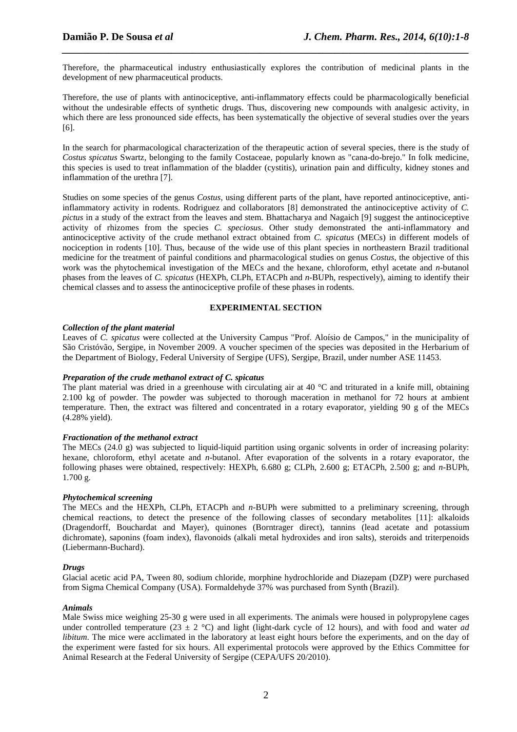Therefore, the pharmaceutical industry enthusiastically explores the contribution of medicinal plants in the development of new pharmaceutical products.

Therefore, the use of plants with antinociceptive, anti-inflammatory effects could be pharmacologically beneficial without the undesirable effects of synthetic drugs. Thus, discovering new compounds with analgesic activity, in which there are less pronounced side effects, has been systematically the objective of several studies over the years [6].

In the search for pharmacological characterization of the therapeutic action of several species, there is the study of *Costus spicatus* Swartz, belonging to the family Costaceae, popularly known as "cana-do-brejo." In folk medicine, this species is used to treat inflammation of the bladder (cystitis), urination pain and difficulty, kidney stones and inflammation of the urethra [7].

Studies on some species of the genus *Costus*, using different parts of the plant, have reported antinociceptive, anti-inflammatory activity in rodents. Rodriguez and collaborators [8] demonstrated the antinociceptive activity of *C. pictus* in a study of the extract from the leaves and stem. Bhattacharya and Nagaich [9] suggest the antinociceptive activity of rhizomes from the species *C. speciosus*. Other study demonstrated the anti-inflammatory and antinociceptive activity of the crude methanol extract obtained from *C. spicatus* (MECs) in different models of nociception in rodents [10]. Thus, because of the wide use of this plant species in northeastern Brazil traditional medicine for the treatment of painful conditions and pharmacological studies on genus *Costus*, the objective of this work was the phytochemical investigation of the MECs and the hexane, chloroform, ethyl acetate and *n*-butanol phases from the leaves of *C. spicatus* (HEXPh, CLPh, ETACPh and *n*-BUPh, respectively), aiming to identify their chemical classes and to assess the antinociceptive profile of these phases in rodents.

## EXPERIMENTAL SECTION

### *Collection of the plant material*

Leaves of *C. spicatus* were collected at the University Campus "Prof. Aloísio de Campos," in the municipality of São Cristóvão, Sergipe, in November 2009. A voucher specimen of the species was deposited in the Herbarium of the Department of Biology, Federal University of Sergipe (UFS), Sergipe, Brazil, under number ASE 11453.

### *Preparation of the crude methanol extract of C. spicatus*

The plant material was dried in a greenhouse with circulating air at 40 °C and triturated in a knife mill, obtaining 2.100 kg of powder. The powder was subjected to thorough maceration in methanol for 72 hours at ambient temperature. Then, the extract was filtered and concentrated in a rotary evaporator, yielding 90 g of the MECs (4.28% yield).

### *Fractionation of the methanol extract*

The MECs (24.0 g) was subjected to liquid-liquid partition using organic solvents in order of increasing polarity: hexane, chloroform, ethyl acetate and *n*-butanol. After evaporation of the solvents in a rotary evaporator, the following phases were obtained, respectively: HEXPh, 6.680 g; CLPh, 2.600 g; ETACPh, 2.500 g; and *n*-BUPh, 1.700 g.

### *Phytochemical screening*

The MECs and the HEXPh, CLPh, ETACPh and *n*-BUPh were submitted to a preliminary screening, through chemical reactions, to detect the presence of the following classes of secondary metabolites [11]: alkaloids (Dragendorff, Bouchardat and Mayer), quinones (Borntrager direct), tannins (lead acetate and potassium dichromate), saponins (foam index), flavonoids (alkali metal hydroxides and iron salts), steroids and triterpenoids (Liebermann-Buchard).

### *Drugs*

Glacial acetic acid PA, Tween 80, sodium chloride, morphine hydrochloride and Diazepam (DZP) were purchased from Sigma Chemical Company (USA). Formaldehyde 37% was purchased from Synth (Brazil).

### *Animals*

Male Swiss mice weighing 25-30 g were used in all experiments. The animals were housed in polypropylene cages under controlled temperature (23 ± 2 °C) and light (light-dark cycle of 12 hours), and with food and water *ad libitum*. The mice were acclimated in the laboratory at least eight hours before the experiments, and on the day of the experiment were fasted for six hours. All experimental protocols were approved by the Ethics Committee for Animal Research at the Federal University of Sergipe (CEPA/UFS 20/2010).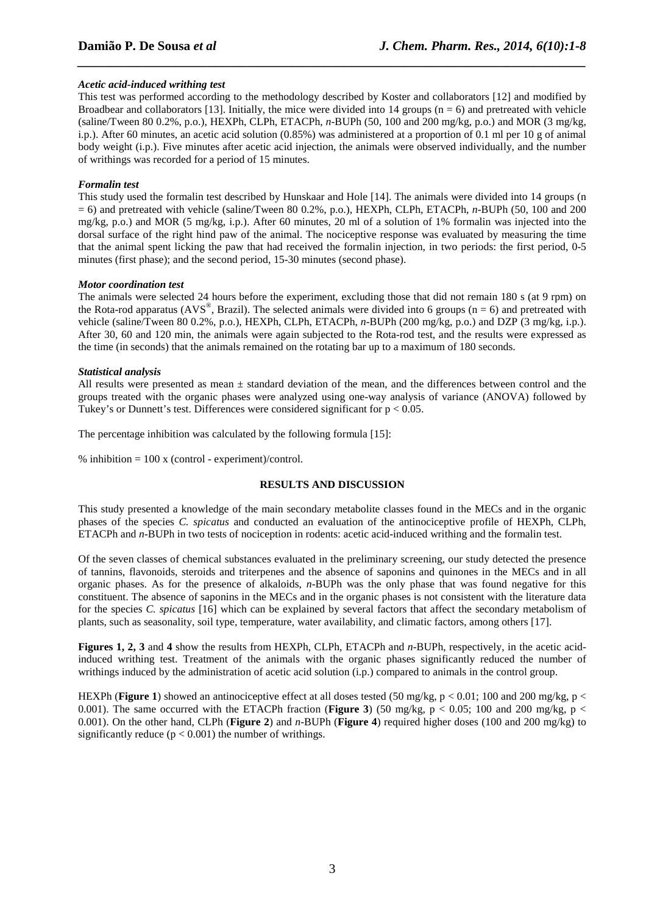### *Acetic acid-induced writhing test*

This test was performed according to the methodology described by Koster and collaborators [12] and modified by Broadbear and collaborators [13]. Initially, the mice were divided into 14 groups ($n = 6$) and pretreated with vehicle (saline/Tween 80 0.2%, p.o.), HEXPh, CLPh, ETACPh, *n*-BUPh (50, 100 and 200 mg/kg, p.o.) and MOR (3 mg/kg, i.p.). After 60 minutes, an acetic acid solution (0.85%) was administered at a proportion of 0.1 ml per 10 g of animal body weight (i.p.). Five minutes after acetic acid injection, the animals were observed individually, and the number of writhings was recorded for a period of 15 minutes.

### *Formalin test*

This study used the formalin test described by Hunskaar and Hole [14]. The animals were divided into 14 groups ($n = 6$) and pretreated with vehicle (saline/Tween 80 0.2%, p.o.), HEXPh, CLPh, ETACPh, *n*-BUPh (50, 100 and 200 mg/kg, p.o.) and MOR (5 mg/kg, i.p.). After 60 minutes, 20 ml of a solution of 1% formalin was injected into the dorsal surface of the right hind paw of the animal. The nociceptive response was evaluated by measuring the time that the animal spent licking the paw that had received the formalin injection, in two periods: the first period, 0-5 minutes (first phase); and the second period, 15-30 minutes (second phase).

### *Motor coordination test*

The animals were selected 24 hours before the experiment, excluding those that did not remain 180 s (at 9 rpm) on the Rota-rod apparatus (AVS®, Brazil). The selected animals were divided into 6 groups ($n = 6$) and pretreated with vehicle (saline/Tween 80 0.2%, p.o.), HEXPh, CLPh, ETACPh, *n*-BUPh (200 mg/kg, p.o.) and DZP (3 mg/kg, i.p.). After 30, 60 and 120 min, the animals were again subjected to the Rota-rod test, and the results were expressed as the time (in seconds) that the animals remained on the rotating bar up to a maximum of 180 seconds.

### *Statistical analysis*

All results were presented as mean ± standard deviation of the mean, and the differences between control and the groups treated with the organic phases were analyzed using one-way analysis of variance (ANOVA) followed by Tukey's or Dunnett's test. Differences were considered significant for $p < 0.05$.

The percentage inhibition was calculated by the following formula [15]:

% inhibition = 100 x (control - experiment)/control.

## RESULTS AND DISCUSSION

This study presented a knowledge of the main secondary metabolite classes found in the MECs and in the organic phases of the species *C. spicatus* and conducted an evaluation of the antinociceptive profile of HEXPh, CLPh, ETACPh and *n*-BUPh in two tests of nociception in rodents: acetic acid-induced writhing and the formalin test.

Of the seven classes of chemical substances evaluated in the preliminary screening, our study detected the presence of tannins, flavonoids, steroids and triterpenes and the absence of saponins and quinones in the MECs and in all organic phases. As for the presence of alkaloids, *n*-BUPh was the only phase that was found negative for this constituent. The absence of saponins in the MECs and in the organic phases is not consistent with the literature data for the species *C. spicatus* [16] which can be explained by several factors that affect the secondary metabolism of plants, such as seasonality, soil type, temperature, water availability, and climatic factors, among others [17].

**Figures 1, 2, 3** and **4** show the results from HEXPh, CLPh, ETACPh and *n*-BUPh, respectively, in the acetic acid-induced writhing test. Treatment of the animals with the organic phases significantly reduced the number of writhings induced by the administration of acetic acid solution (i.p.) compared to animals in the control group.

HEXPh (**Figure 1**) showed an antinociceptive effect at all doses tested (50 mg/kg, $p < 0.01$; 100 and 200 mg/kg, $p < 0.001$). The same occurred with the ETACPh fraction (**Figure 3**) (50 mg/kg, $p < 0.05$; 100 and 200 mg/kg, $p < 0.001$). On the other hand, CLPh (**Figure 2**) and *n*-BUPh (**Figure 4**) required higher doses (100 and 200 mg/kg) to significantly reduce ($p < 0.001$) the number of writhings.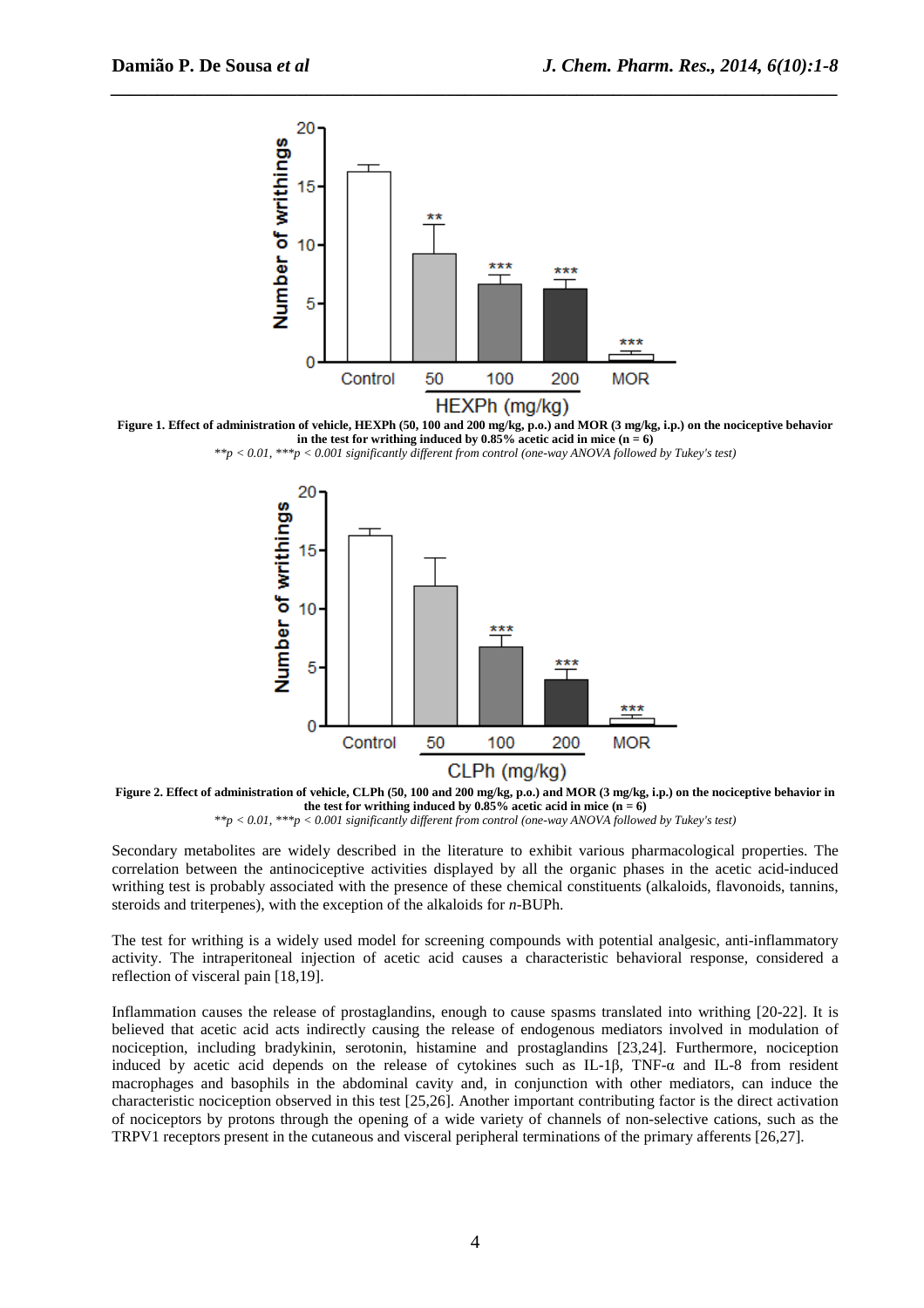**Figure 1. Effect of administration of vehicle, HEXPh (50, 100 and 200 mg/kg, p.o.) and MOR (3 mg/kg, i.p.) on the nociceptive behavior in the test for writhing induced by 0.85% acetic acid in mice (n = 6)**

*\*\*p < 0.01, \*\*\*p < 0.001 significantly different from control (one-way ANOVA followed by Tukey's test)*

**Figure 2. Effect of administration of vehicle, CLPh (50, 100 and 200 mg/kg, p.o.) and MOR (3 mg/kg, i.p.) on the nociceptive behavior in the test for writhing induced by 0.85% acetic acid in mice (n = 6)**

*\*\*p < 0.01, \*\*\*p < 0.001 significantly different from control (one-way ANOVA followed by Tukey's test)*

Secondary metabolites are widely described in the literature to exhibit various pharmacological properties. The correlation between the antinociceptive activities displayed by all the organic phases in the acetic acid-induced writhing test is probably associated with the presence of these chemical constituents (alkaloids, flavonoids, tannins, steroids and triterpenes), with the exception of the alkaloids for *n*-BUPh.

The test for writhing is a widely used model for screening compounds with potential analgesic, anti-inflammatory activity. The intraperitoneal injection of acetic acid causes a characteristic behavioral response, considered a reflection of visceral pain [18,19].

Inflammation causes the release of prostaglandins, enough to cause spasms translated into writhing [20-22]. It is believed that acetic acid acts indirectly causing the release of endogenous mediators involved in modulation of nociception, including bradykinin, serotonin, histamine and prostaglandins [23,24]. Furthermore, nociception induced by acetic acid depends on the release of cytokines such as IL-1β, TNF-α and IL-8 from resident macrophages and basophils in the abdominal cavity and, in conjunction with other mediators, can induce the characteristic nociception observed in this test [25,26]. Another important contributing factor is the direct activation of nociceptors by protons through the opening of a wide variety of channels of non-selective cations, such as the TRPV1 receptors present in the cutaneous and visceral peripheral terminations of the primary afferents [26,27].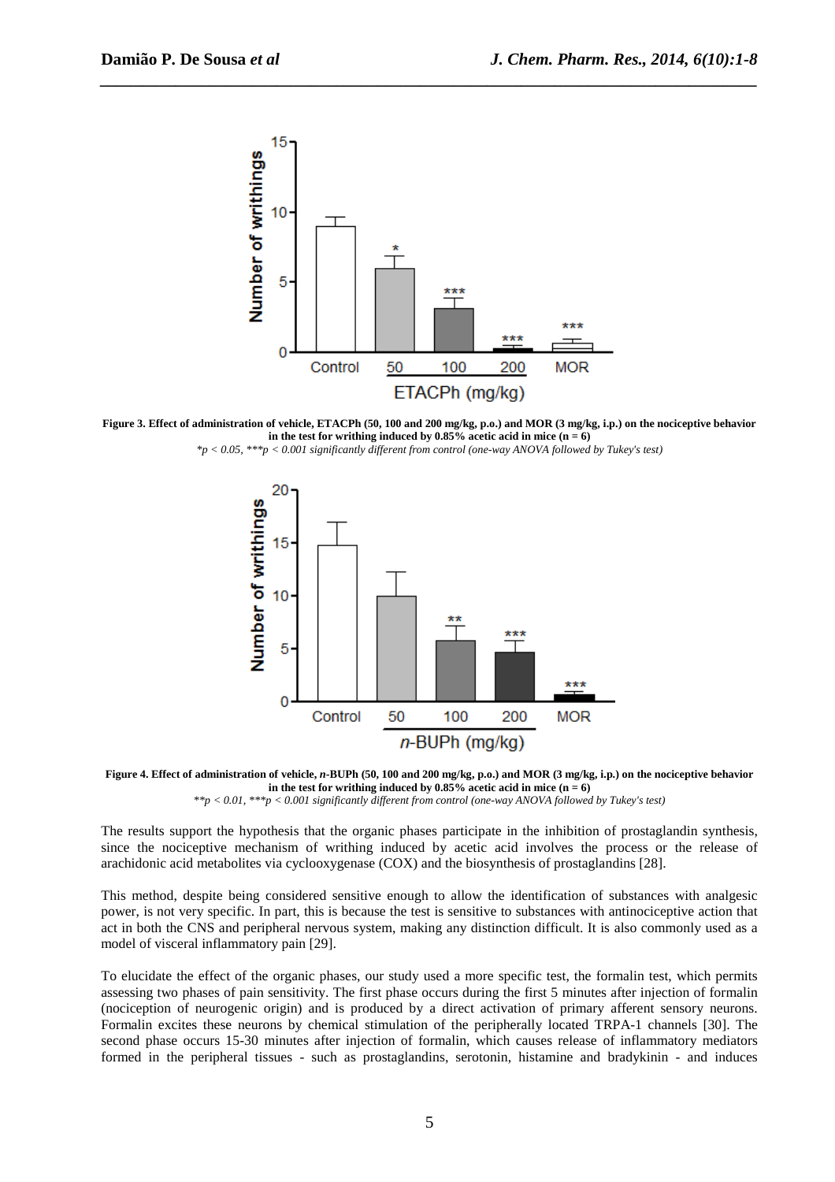**Figure 3. Effect of administration of vehicle, ETACPh (50, 100 and 200 mg/kg, p.o.) and MOR (3 mg/kg, i.p.) on the nociceptive behavior in the test for writhing induced by 0.85% acetic acid in mice (n = 6)**

*\*p < 0.05, \*\*\*p < 0.001 significantly different from control (one-way ANOVA followed by Tukey's test)*

**Figure 4. Effect of administration of vehicle, *n*-BUPh (50, 100 and 200 mg/kg, p.o.) and MOR (3 mg/kg, i.p.) on the nociceptive behavior in the test for writhing induced by 0.85% acetic acid in mice (n = 6)**

*\*\*p < 0.01, \*\*\*p < 0.001 significantly different from control (one-way ANOVA followed by Tukey's test)*

The results support the hypothesis that the organic phases participate in the inhibition of prostaglandin synthesis, since the nociceptive mechanism of writhing induced by acetic acid involves the process or the release of arachidonic acid metabolites via cyclooxygenase (COX) and the biosynthesis of prostaglandins [28].

This method, despite being considered sensitive enough to allow the identification of substances with analgesic power, is not very specific. In part, this is because the test is sensitive to substances with antinociceptive action that act in both the CNS and peripheral nervous system, making any distinction difficult. It is also commonly used as a model of visceral inflammatory pain [29].

To elucidate the effect of the organic phases, our study used a more specific test, the formalin test, which permits assessing two phases of pain sensitivity. The first phase occurs during the first 5 minutes after injection of formalin (nociception of neurogenic origin) and is produced by a direct activation of primary afferent sensory neurons. Formalin excites these neurons by chemical stimulation of the peripherally located TRPA-1 channels [30]. The second phase occurs 15-30 minutes after injection of formalin, which causes release of inflammatory mediators formed in the peripheral tissues - such as prostaglandins, serotonin, histamine and bradykinin - and induces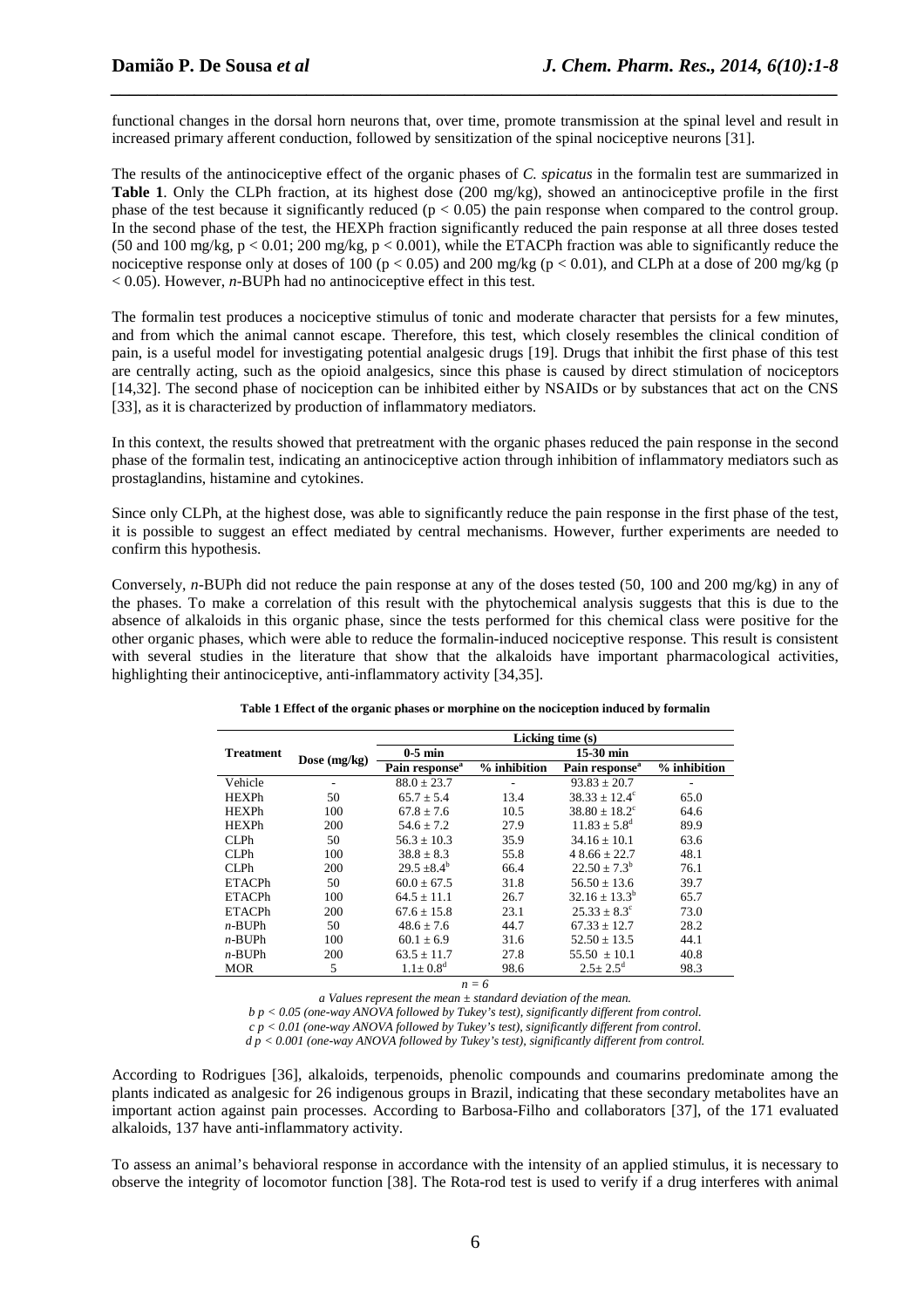functional changes in the dorsal horn neurons that, over time, promote transmission at the spinal level and result in increased primary afferent conduction, followed by sensitization of the spinal nociceptive neurons [31].

The results of the antinociceptive effect of the organic phases of *C. spicatus* in the formalin test are summarized in **Table 1**. Only the CLPh fraction, at its highest dose (200 mg/kg), showed an antinociceptive profile in the first phase of the test because it significantly reduced ($p < 0.05$) the pain response when compared to the control group. In the second phase of the test, the HEXPh fraction significantly reduced the pain response at all three doses tested (50 and 100 mg/kg, $p < 0.01$; 200 mg/kg, $p < 0.001$), while the ETACPh fraction was able to significantly reduce the nociceptive response only at doses of 100 ($p < 0.05$) and 200 mg/kg ($p < 0.01$), and CLPh at a dose of 200 mg/kg ($p < 0.05$). However, *n*-BUPh had no antinociceptive effect in this test.

The formalin test produces a nociceptive stimulus of tonic and moderate character that persists for a few minutes, and from which the animal cannot escape. Therefore, this test, which closely resembles the clinical condition of pain, is a useful model for investigating potential analgesic drugs [19]. Drugs that inhibit the first phase of this test are centrally acting, such as the opioid analgesics, since this phase is caused by direct stimulation of nociceptors [14,32]. The second phase of nociception can be inhibited either by NSAIDs or by substances that act on the CNS [33], as it is characterized by production of inflammatory mediators.

In this context, the results showed that pretreatment with the organic phases reduced the pain response in the second phase of the formalin test, indicating an antinociceptive action through inhibition of inflammatory mediators such as prostaglandins, histamine and cytokines.

Since only CLPh, at the highest dose, was able to significantly reduce the pain response in the first phase of the test, it is possible to suggest an effect mediated by central mechanisms. However, further experiments are needed to confirm this hypothesis.

Conversely, *n*-BUPh did not reduce the pain response at any of the doses tested (50, 100 and 200 mg/kg) in any of the phases. To make a correlation of this result with the phytochemical analysis suggests that this is due to the absence of alkaloids in this organic phase, since the tests performed for this chemical class were positive for the other organic phases, which were able to reduce the formalin-induced nociceptive response. This result is consistent with several studies in the literature that show that the alkaloids have important pharmacological activities, highlighting their antinociceptive, anti-inflammatory activity [34,35].

**Table 1 Effect of the organic phases or morphine on the nociception induced by formalin**

| Treatment | Dose (mg/kg) | Licking time (s) | | | |
|---|---|---|---|---|---|
| | | 0-5 min | | 15-30 min | |
| | | Pain response[a] | % inhibition | Pain response[a] | % inhibition |
| Vehicle | - | 88.0 ± 23.7 | - | 93.83 ± 20.7 | - |
| HEXPh | 50 | 65.7 ± 5.4 | 13.4 | 38.33 ± 12.4[c] | 65.0 |
| HEXPh | 100 | 67.8 ± 7.6 | 10.5 | 38.80 ± 18.2[c] | 64.6 |
| HEXPh | 200 | 54.6 ± 7.2 | 27.9 | 11.83 ± 5.8[d] | 89.9 |
| CLPh | 50 | 56.3 ± 10.3 | 35.9 | 34.16 ± 10.1 | 63.6 |
| CLPh | 100 | 38.8 ± 8.3 | 55.8 | 4 8.66 ± 22.7 | 48.1 |
| CLPh | 200 | 29.5 ±8.4[b] | 66.4 | 22.50 ± 7.3[b] | 76.1 |
| ETACPh | 50 | 60.0 ± 67.5 | 31.8 | 56.50 ± 13.6 | 39.7 |
| ETACPh | 100 | 64.5 ± 11.1 | 26.7 | 32.16 ± 13.3[b] | 65.7 |
| ETACPh | 200 | 67.6 ± 15.8 | 23.1 | 25.33 ± 8.3[c] | 73.0 |
| *n*-BUPh | 50 | 48.6 ± 7.6 | 44.7 | 67.33 ± 12.7 | 28.2 |
| *n*-BUPh | 100 | 60.1 ± 6.9 | 31.6 | 52.50 ± 13.5 | 44.1 |
| *n*-BUPh | 200 | 63.5 ± 11.7 | 27.8 | 55.50 ± 10.1 | 40.8 |
| MOR | 5 | 1.1± 0.8[d] | 98.6 | 2.5± 2.5[d] | 98.3 |

*n = 6*

*a Values represent the mean ± standard deviation of the mean.*
*b p < 0.05 (one-way ANOVA followed by Tukey's test), significantly different from control.*
*c p < 0.01 (one-way ANOVA followed by Tukey's test), significantly different from control.*
*d p < 0.001 (one-way ANOVA followed by Tukey's test), significantly different from control.*

According to Rodrigues [36], alkaloids, terpenoids, phenolic compounds and coumarins predominate among the plants indicated as analgesic for 26 indigenous groups in Brazil, indicating that these secondary metabolites have an important action against pain processes. According to Barbosa-Filho and collaborators [37], of the 171 evaluated alkaloids, 137 have anti-inflammatory activity.

To assess an animal's behavioral response in accordance with the intensity of an applied stimulus, it is necessary to observe the integrity of locomotor function [38]. The Rota-rod test is used to verify if a drug interferes with animal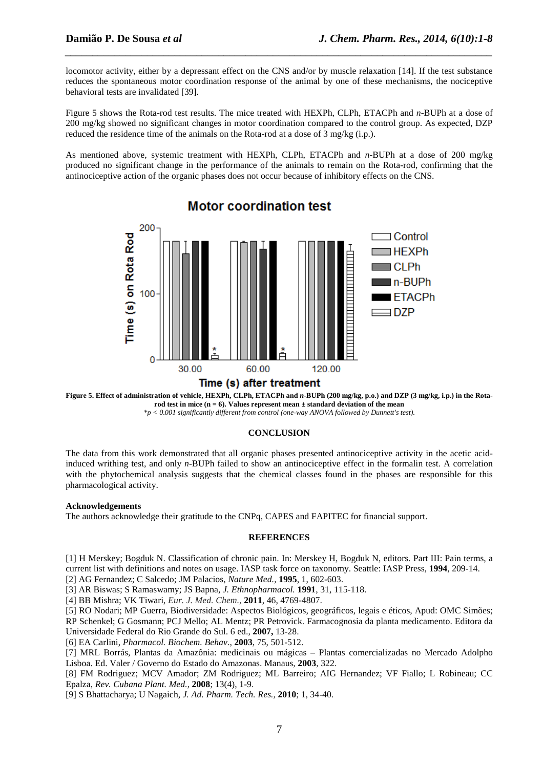locomotor activity, either by a depressant effect on the CNS and/or by muscle relaxation [14]. If the test substance reduces the spontaneous motor coordination response of the animal by one of these mechanisms, the nociceptive behavioral tests are invalidated [39].

Figure 5 shows the Rota-rod test results. The mice treated with HEXPh, CLPh, ETACPh and *n*-BUPh at a dose of 200 mg/kg showed no significant changes in motor coordination compared to the control group. As expected, DZP reduced the residence time of the animals on the Rota-rod at a dose of 3 mg/kg (i.p.).

As mentioned above, systemic treatment with HEXPh, CLPh, ETACPh and *n*-BUPh at a dose of 200 mg/kg produced no significant change in the performance of the animals to remain on the Rota-rod, confirming that the antinociceptive action of the organic phases does not occur because of inhibitory effects on the CNS.

**Figure 5. Effect of administration of vehicle, HEXPh, CLPh, ETACPh and *n*-BUPh (200 mg/kg, p.o.) and DZP (3 mg/kg, i.p.) in the Rota-rod test in mice (n = 6). Values represent mean ± standard deviation of the mean**

*\*p < 0.001 significantly different from control (one-way ANOVA followed by Dunnett's test).*

## CONCLUSION

The data from this work demonstrated that all organic phases presented antinociceptive activity in the acetic acid-induced writhing test, and only *n*-BUPh failed to show an antinociceptive effect in the formalin test. A correlation with the phytochemical analysis suggests that the chemical classes found in the phases are responsible for this pharmacological activity.

### Acknowledgements

The authors acknowledge their gratitude to the CNPq, CAPES and FAPITEC for financial support.

## REFERENCES

[1] H Merskey; Bogduk N. Classification of chronic pain. In: Merskey H, Bogduk N, editors. Part III: Pain terms, a current list with definitions and notes on usage. IASP task force on taxonomy. Seattle: IASP Press, **1994**, 209-14.
[2] AG Fernandez; C Salcedo; JM Palacios, *Nature Med.*, **1995**, 1, 602-603.
[3] AR Biswas; S Ramaswamy; JS Bapna, *J. Ethnopharmacol.* **1991**, 31, 115-118.
[4] BB Mishra; VK Tiwari, *Eur. J. Med. Chem.*, **2011**, 46, 4769-4807.
[5] RO Nodari; MP Guerra, Biodiversidade: Aspectos Biológicos, geográficos, legais e éticos, Apud: OMC Simões; RP Schenkel; G Gosmann; PCJ Mello; AL Mentz; PR Petrovick. Farmacognosia da planta medicamento. Editora da Universidade Federal do Rio Grande do Sul. 6 ed., **2007,** 13-28.
[6] EA Carlini, *Pharmacol. Biochem. Behav*., **2003**, 75, 501-512.
[7] MRL Borrás, Plantas da Amazônia: medicinais ou mágicas – Plantas comercializadas no Mercado Adolpho Lisboa. Ed. Valer / Governo do Estado do Amazonas. Manaus, **2003**, 322.
[8] FM Rodriguez; MCV Amador; ZM Rodriguez; ML Barreiro; AIG Hernandez; VF Fiallo; L Robineau; CC Epalza, *Rev. Cubana Plant. Med.*, **2008**; 13(4), 1-9.
[9] S Bhattacharya; U Nagaich, *J. Ad. Pharm. Tech. Res.*, **2010**; 1, 34-40.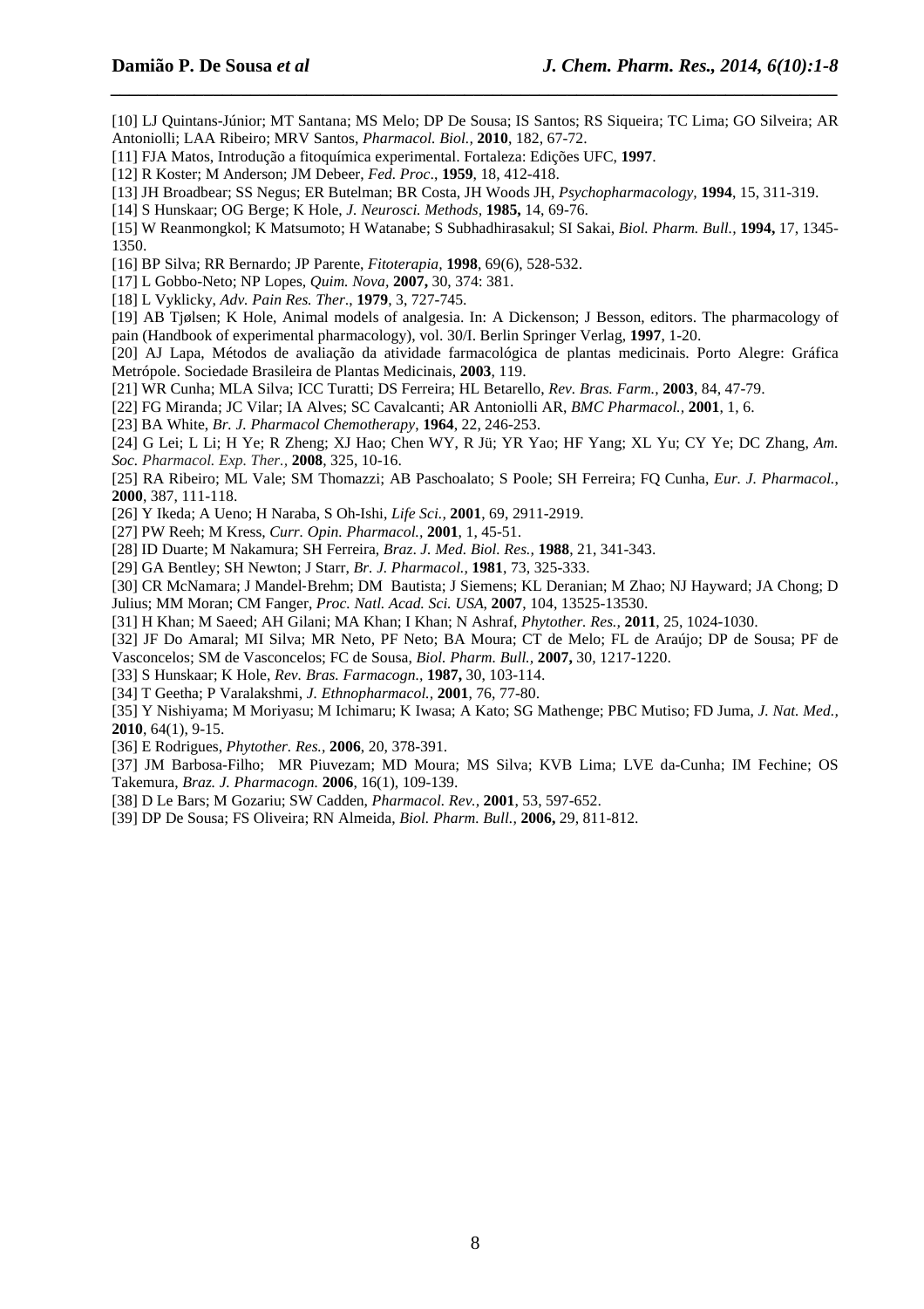[10] LJ Quintans-Júnior; MT Santana; MS Melo; DP De Sousa; IS Santos; RS Siqueira; TC Lima; GO Silveira; AR Antoniolli; LAA Ribeiro; MRV Santos, *Pharmacol. Biol.,* **2010**, 182, 67-72.

[11] FJA Matos, Introdução a fitoquímica experimental. Fortaleza: Edições UFC, **1997**.

[12] R Koster; M Anderson; JM Debeer, *Fed. Proc*., **1959**, 18, 412-418.

[13] JH Broadbear; SS Negus; ER Butelman; BR Costa, JH Woods JH, *Psychopharmacology,* **1994**, 15, 311-319.

[14] S Hunskaar; OG Berge; K Hole, *J. Neurosci. Methods,* **1985,** 14, 69-76.

[15] W Reanmongkol; K Matsumoto; H Watanabe; S Subhadhirasakul; SI Sakai, *Biol. Pharm. Bull.,* **1994,** 17, 1345-1350.

[16] BP Silva; RR Bernardo; JP Parente, *Fitoterapia*, **1998**, 69(6), 528-532.

[17] L Gobbo-Neto; NP Lopes, *Quim. Nova,* **2007,** 30, 374: 381.

[18] L Vyklicky, *Adv. Pain Res. Ther*., **1979**, 3, 727-745.

[19] AB Tjølsen; K Hole, Animal models of analgesia. In: A Dickenson; J Besson, editors. The pharmacology of pain (Handbook of experimental pharmacology), vol. 30/I. Berlin Springer Verlag, **1997**, 1-20.

[20] AJ Lapa, Métodos de avaliação da atividade farmacológica de plantas medicinais. Porto Alegre: Gráfica Metrópole. Sociedade Brasileira de Plantas Medicinais, **2003**, 119.

[21] WR Cunha; MLA Silva; ICC Turatti; DS Ferreira; HL Betarello, *Rev. Bras. Farm.,* **2003**, 84, 47-79.

[22] FG Miranda; JC Vilar; IA Alves; SC Cavalcanti; AR Antoniolli AR, *BMC Pharmacol.,* **2001**, 1, 6.

[23] BA White, *Br. J. Pharmacol Chemotherapy,* **1964**, 22, 246-253.

[24] G Lei; L Li; H Ye; R Zheng; XJ Hao; Chen WY, R Jü; YR Yao; HF Yang; XL Yu; CY Ye; DC Zhang, *Am. Soc. Pharmacol. Exp. Ther.,* **2008**, 325, 10-16.

[25] RA Ribeiro; ML Vale; SM Thomazzi; AB Paschoalato; S Poole; SH Ferreira; FQ Cunha, *Eur. J. Pharmacol.,* **2000**, 387, 111-118.

[26] Y Ikeda; A Ueno; H Naraba, S Oh-Ishi, *Life Sci.,* **2001**, 69, 2911-2919.

[27] PW Reeh; M Kress, *Curr. Opin. Pharmacol.,* **2001**, 1, 45-51.

[28] ID Duarte; M Nakamura; SH Ferreira, *Braz. J. Med. Biol. Res.,* **1988**, 21, 341-343.

[29] GA Bentley; SH Newton; J Starr, *Br. J. Pharmacol.,* **1981**, 73, 325-333.

[30] CR McNamara; J Mandel-Brehm; DM Bautista; J Siemens; KL Deranian; M Zhao; NJ Hayward; JA Chong; D Julius; MM Moran; CM Fanger, *Proc. Natl. Acad. Sci. USA,* **2007**, 104, 13525-13530.

[31] H Khan; M Saeed; AH Gilani; MA Khan; I Khan; N Ashraf, *Phytother. Res.,* **2011**, 25, 1024-1030.

[32] JF Do Amaral; MI Silva; MR Neto, PF Neto; BA Moura; CT de Melo; FL de Araújo; DP de Sousa; PF de Vasconcelos; SM de Vasconcelos; FC de Sousa, *Biol. Pharm. Bull.,* **2007,** 30, 1217-1220.

[33] S Hunskaar; K Hole, *Rev. Bras. Farmacogn.,* **1987,** 30, 103-114.

[34] T Geetha; P Varalakshmi, *J. Ethnopharmacol.,* **2001**, 76, 77-80.

[35] Y Nishiyama; M Moriyasu; M Ichimaru; K Iwasa; A Kato; SG Mathenge; PBC Mutiso; FD Juma, *J. Nat. Med.,* **2010**, 64(1), 9-15.

[36] E Rodrigues, *Phytother. Res.,* **2006**, 20, 378-391.

[37] JM Barbosa-Filho; MR Piuvezam; MD Moura; MS Silva; KVB Lima; LVE da-Cunha; IM Fechine; OS Takemura, *Braz. J. Pharmacogn.* **2006**, 16(1), 109-139.

[38] D Le Bars; M Gozariu; SW Cadden, *Pharmacol. Rev.,* **2001**, 53, 597-652.

[39] DP De Sousa; FS Oliveira; RN Almeida, *Biol. Pharm. Bull.,* **2006,** 29, 811-812.